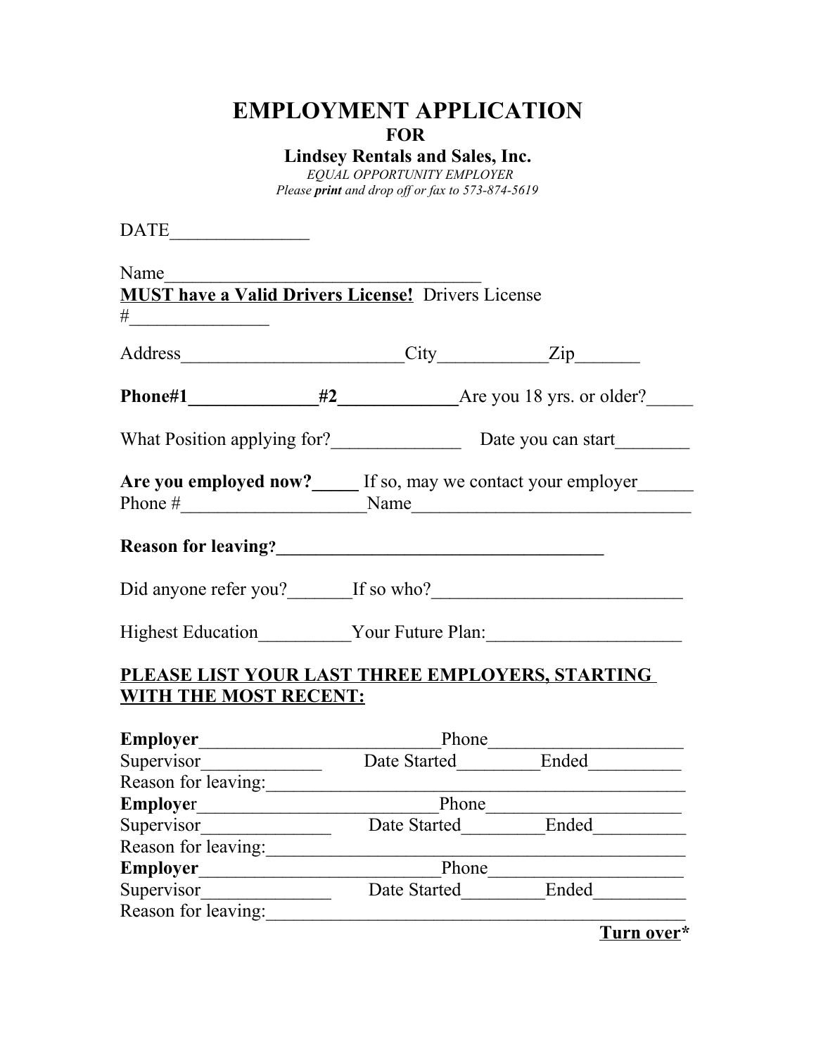# EMPLOYMENT APPLICATION

**FOR**

**Lindsey Rentals and Sales, Inc.**

*EQUAL OPPORTUNITY EMPLOYER*

*Please **print** and drop off or fax to 573-874-5619*

DATE_______________

Name___________________________________

**MUST have a Valid Drivers License!** Drivers License #_______________

Address________________________City___________Zip_______

**Phone#1______________#2_____________**Are you 18 yrs. or older?_____

What Position applying for?______________ Date you can start________

**Are you employed now?_____** If so, may we contact your employer______

Phone #____________________Name_______________________________

**Reason for leaving?____________________________________**

Did anyone refer you?_______If so who?___________________________

Highest Education__________Your Future Plan:_____________________

**PLEASE LIST YOUR LAST THREE EMPLOYERS, STARTING WITH THE MOST RECENT:**

**Employer**__________________________Phone_____________________

Supervisor_____________ Date Started_________Ended__________

Reason for leaving:______________________________________________

**Employer**_________________________Phone____________________

Supervisor______________ Date Started_________Ended__________

Reason for leaving:______________________________________________

**Employer**__________________________Phone_____________________

Supervisor______________ Date Started_________Ended__________

Reason for leaving:______________________________________________

**Turn over***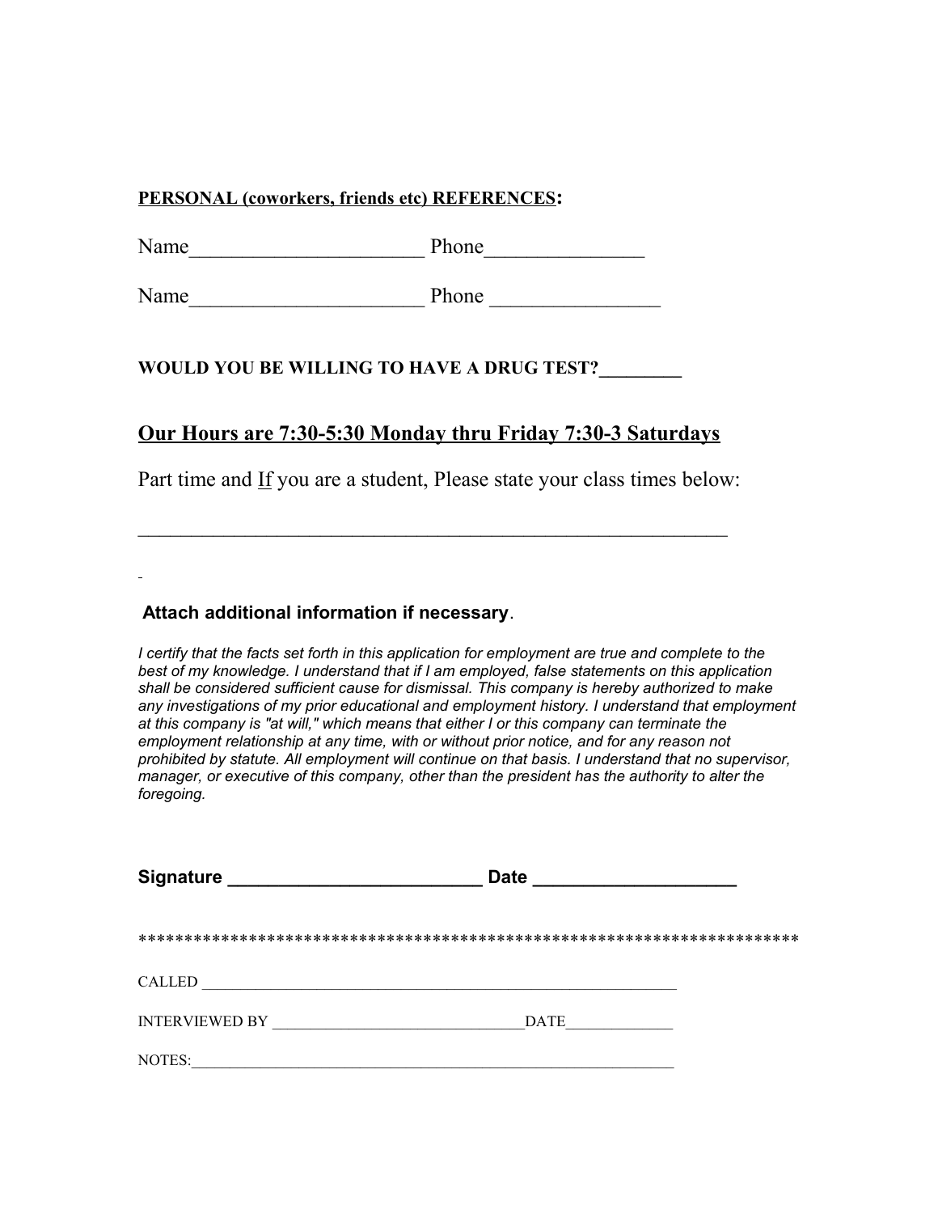**PERSONAL (coworkers, friends etc) REFERENCES:**

Name______________________ Phone_______________

Name______________________ Phone ________________

**WOULD YOU BE WILLING TO HAVE A DRUG TEST?________**

## Our Hours are 7:30-5:30 Monday thru Friday 7:30-3 Saturdays

Part time and If you are a student, Please state your class times below:

_______________________________________________________________

**Attach additional information if necessary**.

*I certify that the facts set forth in this application for employment are true and complete to the best of my knowledge. I understand that if I am employed, false statements on this application shall be considered sufficient cause for dismissal. This company is hereby authorized to make any investigations of my prior educational and employment history. I understand that employment at this company is "at will," which means that either I or this company can terminate the employment relationship at any time, with or without prior notice, and for any reason not prohibited by statute. All employment will continue on that basis. I understand that no supervisor, manager, or executive of this company, other than the president has the authority to alter the foregoing.*

**Signature _________________________ Date ___________________**

***********************************************************************

CALLED ______________________________________________________________

INTERVIEWED BY ________________________________DATE______________

NOTES:_______________________________________________________________